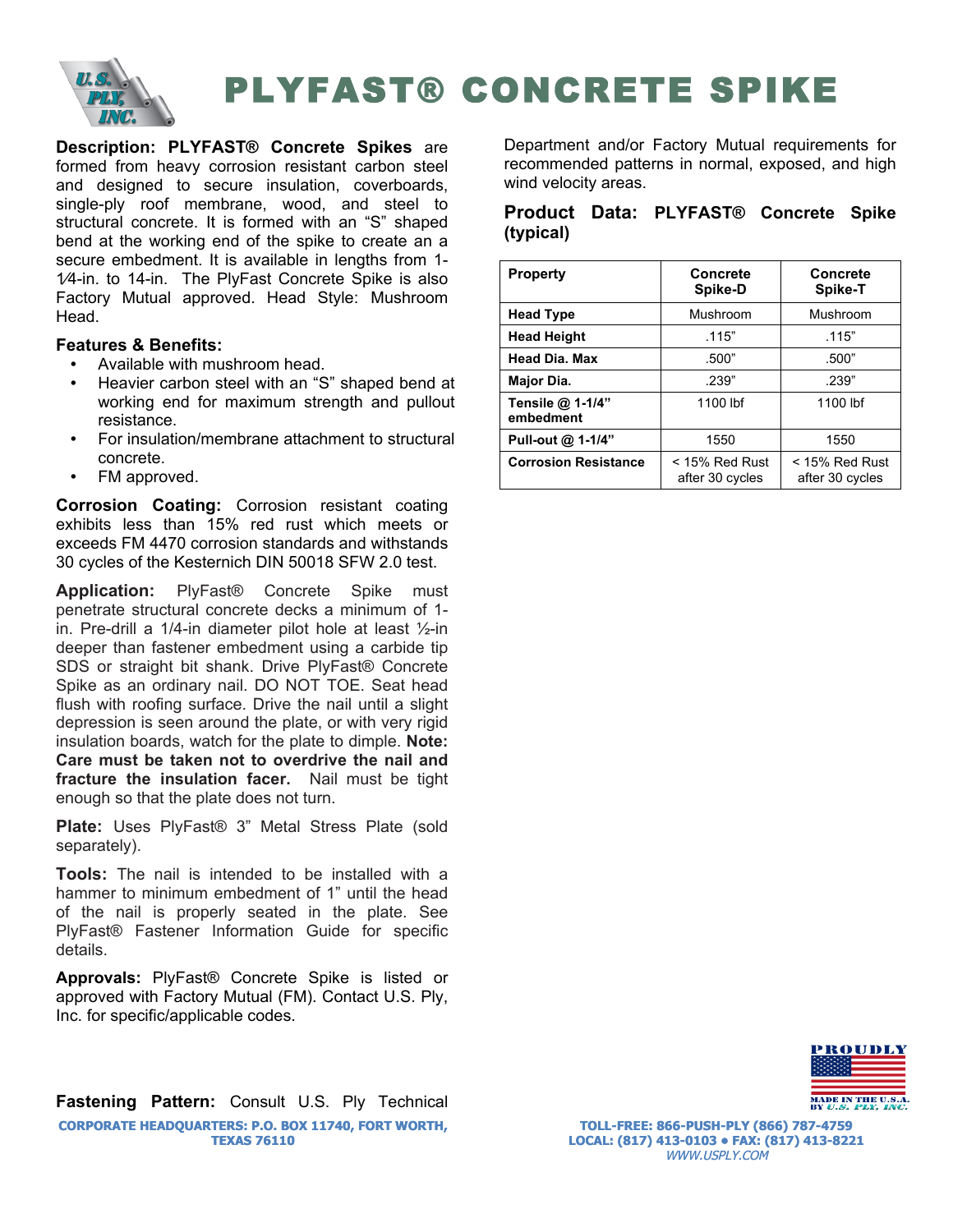# PLYFAST® CONCRETE SPIKE

**Description: PLYFAST® Concrete Spikes** are formed from heavy corrosion resistant carbon steel and designed to secure insulation, coverboards, single-ply roof membrane, wood, and steel to structural concrete. It is formed with an "S" shaped bend at the working end of the spike to create an a secure embedment. It is available in lengths from 1-1⁄4-in. to 14-in. The PlyFast Concrete Spike is also Factory Mutual approved. Head Style: Mushroom Head.

**Features & Benefits:**

- Available with mushroom head.
- Heavier carbon steel with an "S" shaped bend at working end for maximum strength and pullout resistance.
- For insulation/membrane attachment to structural concrete.
- FM approved.

**Corrosion Coating:** Corrosion resistant coating exhibits less than 15% red rust which meets or exceeds FM 4470 corrosion standards and withstands 30 cycles of the Kesternich DIN 50018 SFW 2.0 test.

**Application:** PlyFast® Concrete Spike must penetrate structural concrete decks a minimum of 1-in. Pre-drill a 1/4-in diameter pilot hole at least ½-in deeper than fastener embedment using a carbide tip SDS or straight bit shank. Drive PlyFast® Concrete Spike as an ordinary nail. DO NOT TOE. Seat head flush with roofing surface. Drive the nail until a slight depression is seen around the plate, or with very rigid insulation boards, watch for the plate to dimple. **Note: Care must be taken not to overdrive the nail and fracture the insulation facer.** Nail must be tight enough so that the plate does not turn.

**Plate:** Uses PlyFast® 3" Metal Stress Plate (sold separately).

**Tools:** The nail is intended to be installed with a hammer to minimum embedment of 1" until the head of the nail is properly seated in the plate. See PlyFast® Fastener Information Guide for specific details.

**Approvals:** PlyFast® Concrete Spike is listed or approved with Factory Mutual (FM). Contact U.S. Ply, Inc. for specific/applicable codes.

**Fastening Pattern:** Consult U.S. Ply Technical Department and/or Factory Mutual requirements for recommended patterns in normal, exposed, and high wind velocity areas.

**Product Data: PLYFAST® Concrete Spike (typical)**

| Property | Concrete Spike-D | Concrete Spike-T |
|---|---|---|
| **Head Type** | Mushroom | Mushroom |
| **Head Height** | .115" | .115" |
| **Head Dia. Max** | .500" | .500" |
| **Major Dia.** | .239" | .239" |
| **Tensile @ 1-1/4" embedment** | 1100 lbf | 1100 lbf |
| **Pull-out @ 1-1/4"** | 1550 | 1550 |
| **Corrosion Resistance** | < 15% Red Rust after 30 cycles | < 15% Red Rust after 30 cycles |

PROUDLY MADE IN THE U.S.A. BY U.S. PLY, INC.

CORPORATE HEADQUARTERS: P.O. BOX 11740, FORT WORTH, TEXAS 76110

TOLL-FREE: 866-PUSH-PLY (866) 787-4759
LOCAL: (817) 413-0103 • FAX: (817) 413-8221
WWW.USPLY.COM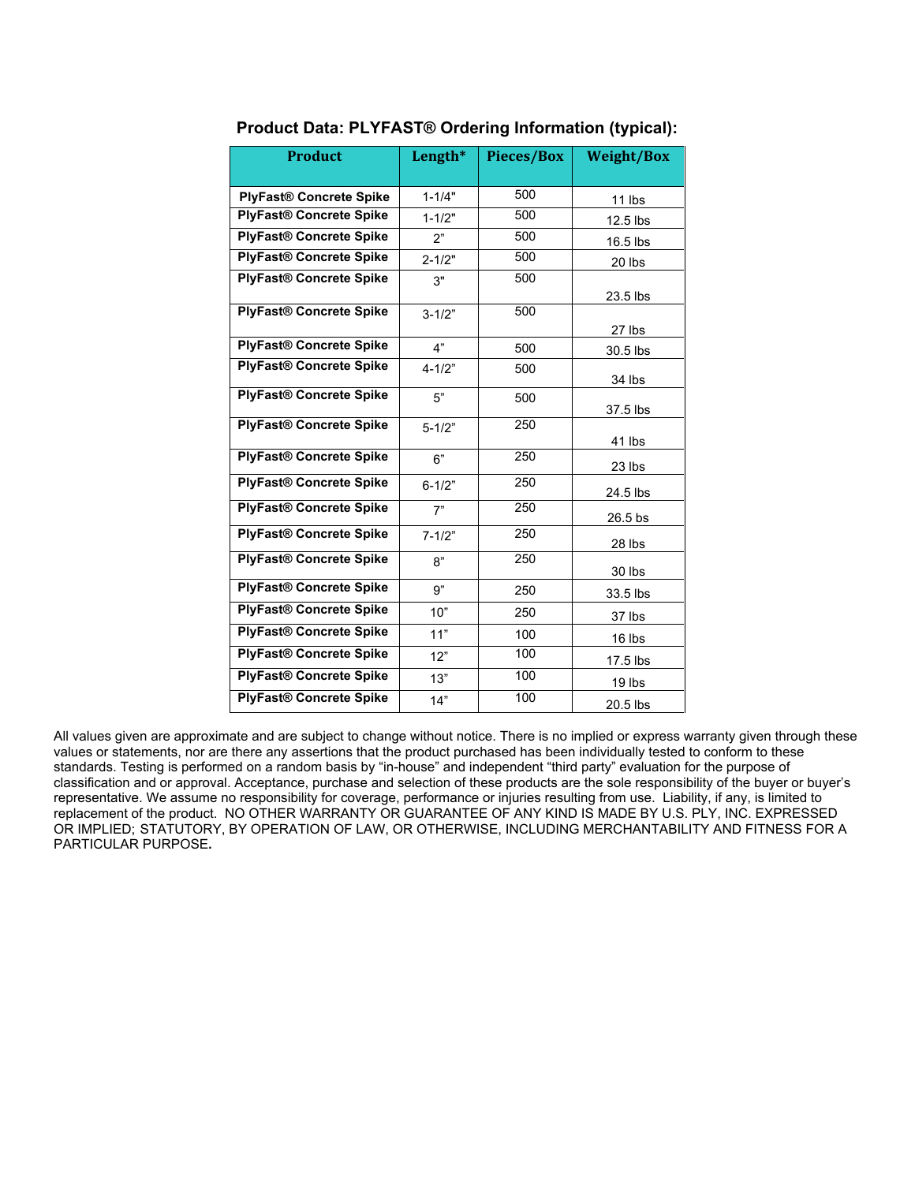**Product Data: PLYFAST® Ordering Information (typical):**

| Product | Length* | Pieces/Box | Weight/Box |
|---|---|---|---|
| **PlyFast® Concrete Spike** | 1-1/4" | 500 | 11 lbs |
| **PlyFast® Concrete Spike** | 1-1/2" | 500 | 12.5 lbs |
| **PlyFast® Concrete Spike** | 2" | 500 | 16.5 lbs |
| **PlyFast® Concrete Spike** | 2-1/2" | 500 | 20 lbs |
| **PlyFast® Concrete Spike** | 3" | 500 | 23.5 lbs |
| **PlyFast® Concrete Spike** | 3-1/2" | 500 | 27 lbs |
| **PlyFast® Concrete Spike** | 4" | 500 | 30.5 lbs |
| **PlyFast® Concrete Spike** | 4-1/2" | 500 | 34 lbs |
| **PlyFast® Concrete Spike** | 5" | 500 | 37.5 lbs |
| **PlyFast® Concrete Spike** | 5-1/2" | 250 | 41 lbs |
| **PlyFast® Concrete Spike** | 6" | 250 | 23 lbs |
| **PlyFast® Concrete Spike** | 6-1/2" | 250 | 24.5 lbs |
| **PlyFast® Concrete Spike** | 7" | 250 | 26.5 bs |
| **PlyFast® Concrete Spike** | 7-1/2" | 250 | 28 lbs |
| **PlyFast® Concrete Spike** | 8" | 250 | 30 lbs |
| **PlyFast® Concrete Spike** | 9" | 250 | 33.5 lbs |
| **PlyFast® Concrete Spike** | 10" | 250 | 37 lbs |
| **PlyFast® Concrete Spike** | 11" | 100 | 16 lbs |
| **PlyFast® Concrete Spike** | 12" | 100 | 17.5 lbs |
| **PlyFast® Concrete Spike** | 13" | 100 | 19 lbs |
| **PlyFast® Concrete Spike** | 14" | 100 | 20.5 lbs |

All values given are approximate and are subject to change without notice. There is no implied or express warranty given through these values or statements, nor are there any assertions that the product purchased has been individually tested to conform to these standards. Testing is performed on a random basis by "in-house" and independent "third party" evaluation for the purpose of classification and or approval. Acceptance, purchase and selection of these products are the sole responsibility of the buyer or buyer's representative. We assume no responsibility for coverage, performance or injuries resulting from use. Liability, if any, is limited to replacement of the product. NO OTHER WARRANTY OR GUARANTEE OF ANY KIND IS MADE BY U.S. PLY, INC. EXPRESSED OR IMPLIED; STATUTORY, BY OPERATION OF LAW, OR OTHERWISE, INCLUDING MERCHANTABILITY AND FITNESS FOR A PARTICULAR PURPOSE**.**